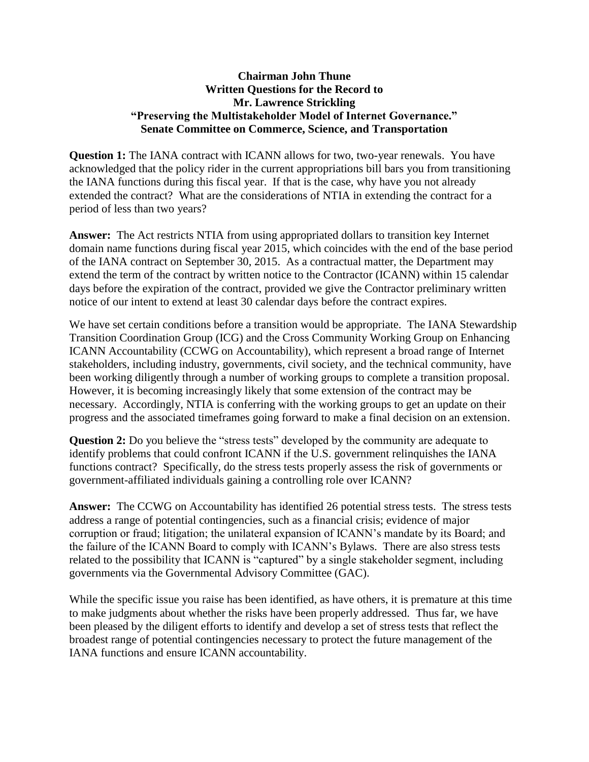**Chairman John Thune**
**Written Questions for the Record to**
**Mr. Lawrence Strickling**
**"Preserving the Multistakeholder Model of Internet Governance."**
**Senate Committee on Commerce, Science, and Transportation**

**Question 1:** The IANA contract with ICANN allows for two, two-year renewals. You have acknowledged that the policy rider in the current appropriations bill bars you from transitioning the IANA functions during this fiscal year. If that is the case, why have you not already extended the contract? What are the considerations of NTIA in extending the contract for a period of less than two years?

**Answer:** The Act restricts NTIA from using appropriated dollars to transition key Internet domain name functions during fiscal year 2015, which coincides with the end of the base period of the IANA contract on September 30, 2015. As a contractual matter, the Department may extend the term of the contract by written notice to the Contractor (ICANN) within 15 calendar days before the expiration of the contract, provided we give the Contractor preliminary written notice of our intent to extend at least 30 calendar days before the contract expires.

We have set certain conditions before a transition would be appropriate. The IANA Stewardship Transition Coordination Group (ICG) and the Cross Community Working Group on Enhancing ICANN Accountability (CCWG on Accountability), which represent a broad range of Internet stakeholders, including industry, governments, civil society, and the technical community, have been working diligently through a number of working groups to complete a transition proposal. However, it is becoming increasingly likely that some extension of the contract may be necessary. Accordingly, NTIA is conferring with the working groups to get an update on their progress and the associated timeframes going forward to make a final decision on an extension.

**Question 2:** Do you believe the "stress tests" developed by the community are adequate to identify problems that could confront ICANN if the U.S. government relinquishes the IANA functions contract? Specifically, do the stress tests properly assess the risk of governments or government-affiliated individuals gaining a controlling role over ICANN?

**Answer:** The CCWG on Accountability has identified 26 potential stress tests. The stress tests address a range of potential contingencies, such as a financial crisis; evidence of major corruption or fraud; litigation; the unilateral expansion of ICANN's mandate by its Board; and the failure of the ICANN Board to comply with ICANN's Bylaws. There are also stress tests related to the possibility that ICANN is "captured" by a single stakeholder segment, including governments via the Governmental Advisory Committee (GAC).

While the specific issue you raise has been identified, as have others, it is premature at this time to make judgments about whether the risks have been properly addressed. Thus far, we have been pleased by the diligent efforts to identify and develop a set of stress tests that reflect the broadest range of potential contingencies necessary to protect the future management of the IANA functions and ensure ICANN accountability.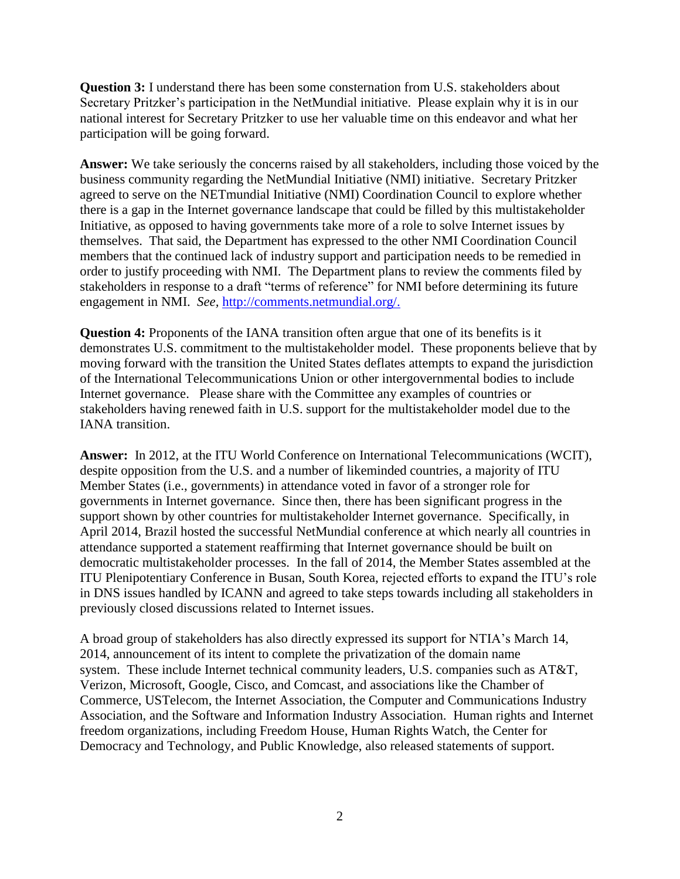**Question 3:** I understand there has been some consternation from U.S. stakeholders about Secretary Pritzker's participation in the NetMundial initiative. Please explain why it is in our national interest for Secretary Pritzker to use her valuable time on this endeavor and what her participation will be going forward.

**Answer:** We take seriously the concerns raised by all stakeholders, including those voiced by the business community regarding the NetMundial Initiative (NMI) initiative. Secretary Pritzker agreed to serve on the NETmundial Initiative (NMI) Coordination Council to explore whether there is a gap in the Internet governance landscape that could be filled by this multistakeholder Initiative, as opposed to having governments take more of a role to solve Internet issues by themselves. That said, the Department has expressed to the other NMI Coordination Council members that the continued lack of industry support and participation needs to be remedied in order to justify proceeding with NMI. The Department plans to review the comments filed by stakeholders in response to a draft "terms of reference" for NMI before determining its future engagement in NMI. *See,* [http://comments.netmundial.org/.](http://comments.netmundial.org/)

**Question 4:** Proponents of the IANA transition often argue that one of its benefits is it demonstrates U.S. commitment to the multistakeholder model. These proponents believe that by moving forward with the transition the United States deflates attempts to expand the jurisdiction of the International Telecommunications Union or other intergovernmental bodies to include Internet governance. Please share with the Committee any examples of countries or stakeholders having renewed faith in U.S. support for the multistakeholder model due to the IANA transition.

**Answer:** In 2012, at the ITU World Conference on International Telecommunications (WCIT), despite opposition from the U.S. and a number of likeminded countries, a majority of ITU Member States (i.e., governments) in attendance voted in favor of a stronger role for governments in Internet governance. Since then, there has been significant progress in the support shown by other countries for multistakeholder Internet governance. Specifically, in April 2014, Brazil hosted the successful NetMundial conference at which nearly all countries in attendance supported a statement reaffirming that Internet governance should be built on democratic multistakeholder processes. In the fall of 2014, the Member States assembled at the ITU Plenipotentiary Conference in Busan, South Korea, rejected efforts to expand the ITU's role in DNS issues handled by ICANN and agreed to take steps towards including all stakeholders in previously closed discussions related to Internet issues.

A broad group of stakeholders has also directly expressed its support for NTIA's March 14, 2014, announcement of its intent to complete the privatization of the domain name system. These include Internet technical community leaders, U.S. companies such as AT&T, Verizon, Microsoft, Google, Cisco, and Comcast, and associations like the Chamber of Commerce, USTelecom, the Internet Association, the Computer and Communications Industry Association, and the Software and Information Industry Association. Human rights and Internet freedom organizations, including Freedom House, Human Rights Watch, the Center for Democracy and Technology, and Public Knowledge, also released statements of support.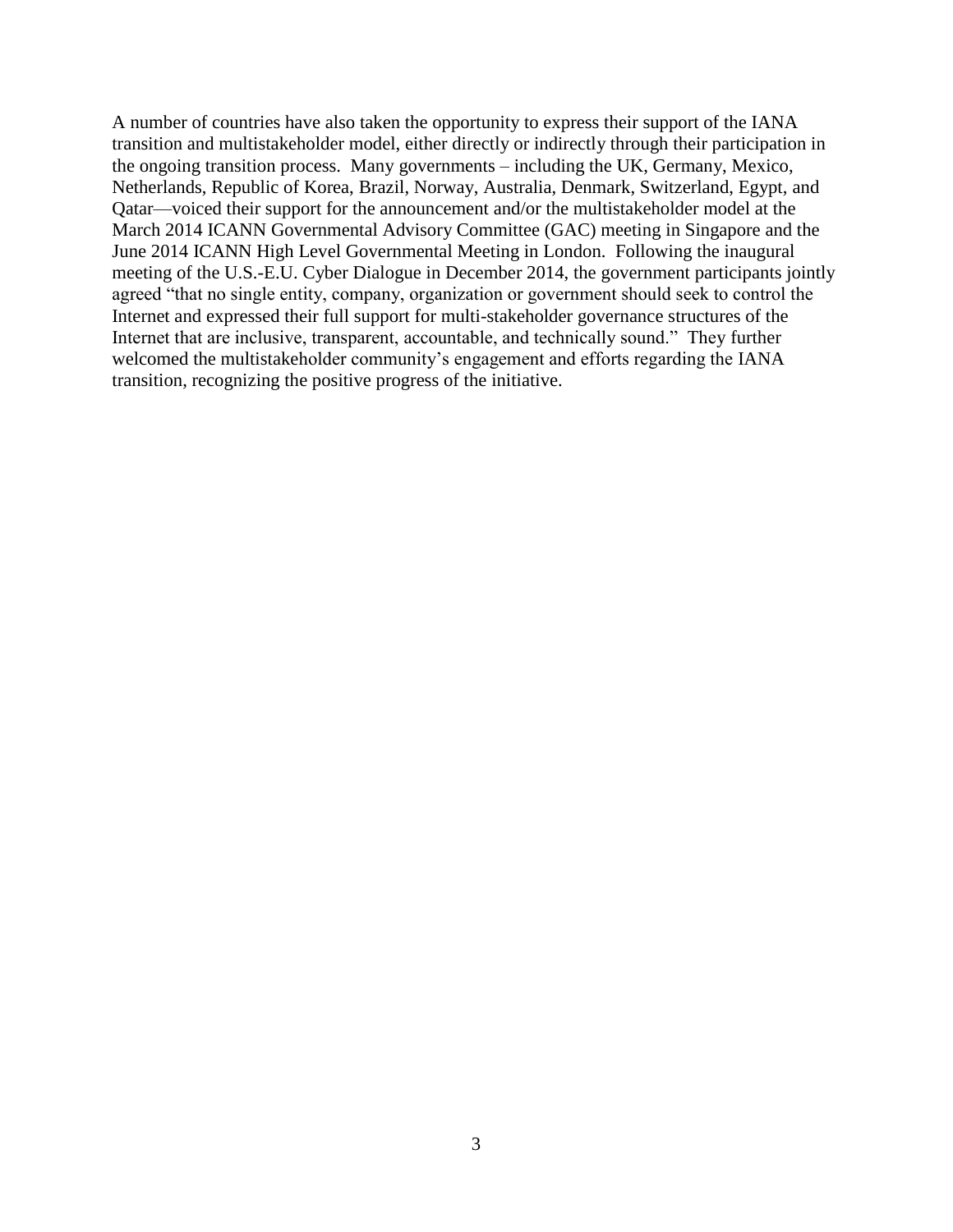A number of countries have also taken the opportunity to express their support of the IANA transition and multistakeholder model, either directly or indirectly through their participation in the ongoing transition process. Many governments – including the UK, Germany, Mexico, Netherlands, Republic of Korea, Brazil, Norway, Australia, Denmark, Switzerland, Egypt, and Qatar—voiced their support for the announcement and/or the multistakeholder model at the March 2014 ICANN Governmental Advisory Committee (GAC) meeting in Singapore and the June 2014 ICANN High Level Governmental Meeting in London. Following the inaugural meeting of the U.S.-E.U. Cyber Dialogue in December 2014, the government participants jointly agreed "that no single entity, company, organization or government should seek to control the Internet and expressed their full support for multi-stakeholder governance structures of the Internet that are inclusive, transparent, accountable, and technically sound." They further welcomed the multistakeholder community's engagement and efforts regarding the IANA transition, recognizing the positive progress of the initiative.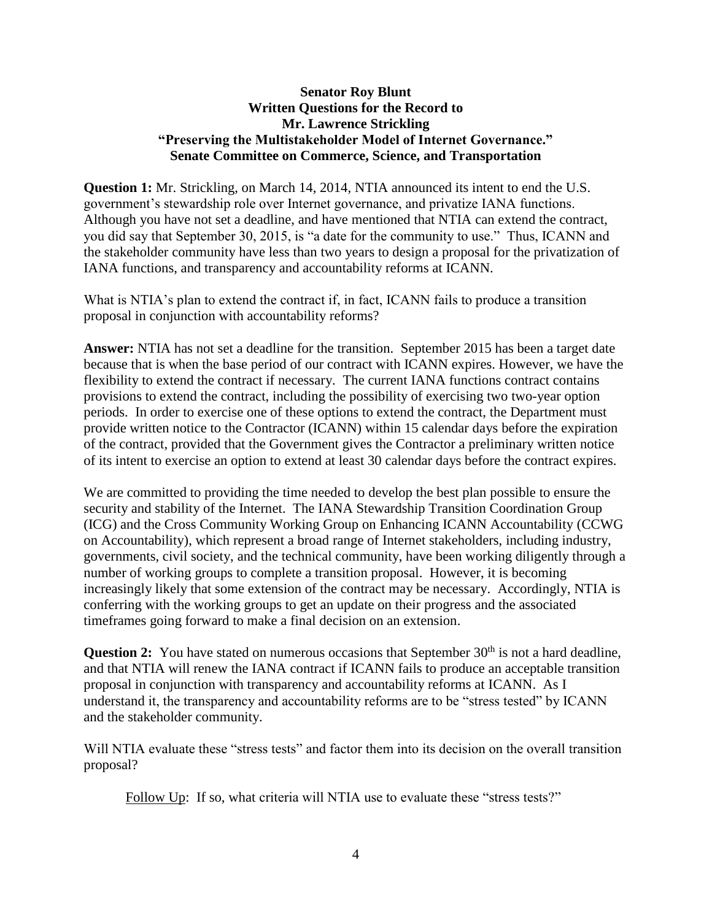**Senator Roy Blunt**
**Written Questions for the Record to**
**Mr. Lawrence Strickling**
**"Preserving the Multistakeholder Model of Internet Governance."**
**Senate Committee on Commerce, Science, and Transportation**

**Question 1:** Mr. Strickling, on March 14, 2014, NTIA announced its intent to end the U.S. government's stewardship role over Internet governance, and privatize IANA functions. Although you have not set a deadline, and have mentioned that NTIA can extend the contract, you did say that September 30, 2015, is "a date for the community to use." Thus, ICANN and the stakeholder community have less than two years to design a proposal for the privatization of IANA functions, and transparency and accountability reforms at ICANN.

What is NTIA's plan to extend the contract if, in fact, ICANN fails to produce a transition proposal in conjunction with accountability reforms?

**Answer:** NTIA has not set a deadline for the transition. September 2015 has been a target date because that is when the base period of our contract with ICANN expires. However, we have the flexibility to extend the contract if necessary. The current IANA functions contract contains provisions to extend the contract, including the possibility of exercising two two-year option periods. In order to exercise one of these options to extend the contract, the Department must provide written notice to the Contractor (ICANN) within 15 calendar days before the expiration of the contract, provided that the Government gives the Contractor a preliminary written notice of its intent to exercise an option to extend at least 30 calendar days before the contract expires.

We are committed to providing the time needed to develop the best plan possible to ensure the security and stability of the Internet. The IANA Stewardship Transition Coordination Group (ICG) and the Cross Community Working Group on Enhancing ICANN Accountability (CCWG on Accountability), which represent a broad range of Internet stakeholders, including industry, governments, civil society, and the technical community, have been working diligently through a number of working groups to complete a transition proposal. However, it is becoming increasingly likely that some extension of the contract may be necessary. Accordingly, NTIA is conferring with the working groups to get an update on their progress and the associated timeframes going forward to make a final decision on an extension.

**Question 2:** You have stated on numerous occasions that September 30th is not a hard deadline, and that NTIA will renew the IANA contract if ICANN fails to produce an acceptable transition proposal in conjunction with transparency and accountability reforms at ICANN. As I understand it, the transparency and accountability reforms are to be "stress tested" by ICANN and the stakeholder community.

Will NTIA evaluate these "stress tests" and factor them into its decision on the overall transition proposal?

Follow Up: If so, what criteria will NTIA use to evaluate these "stress tests?"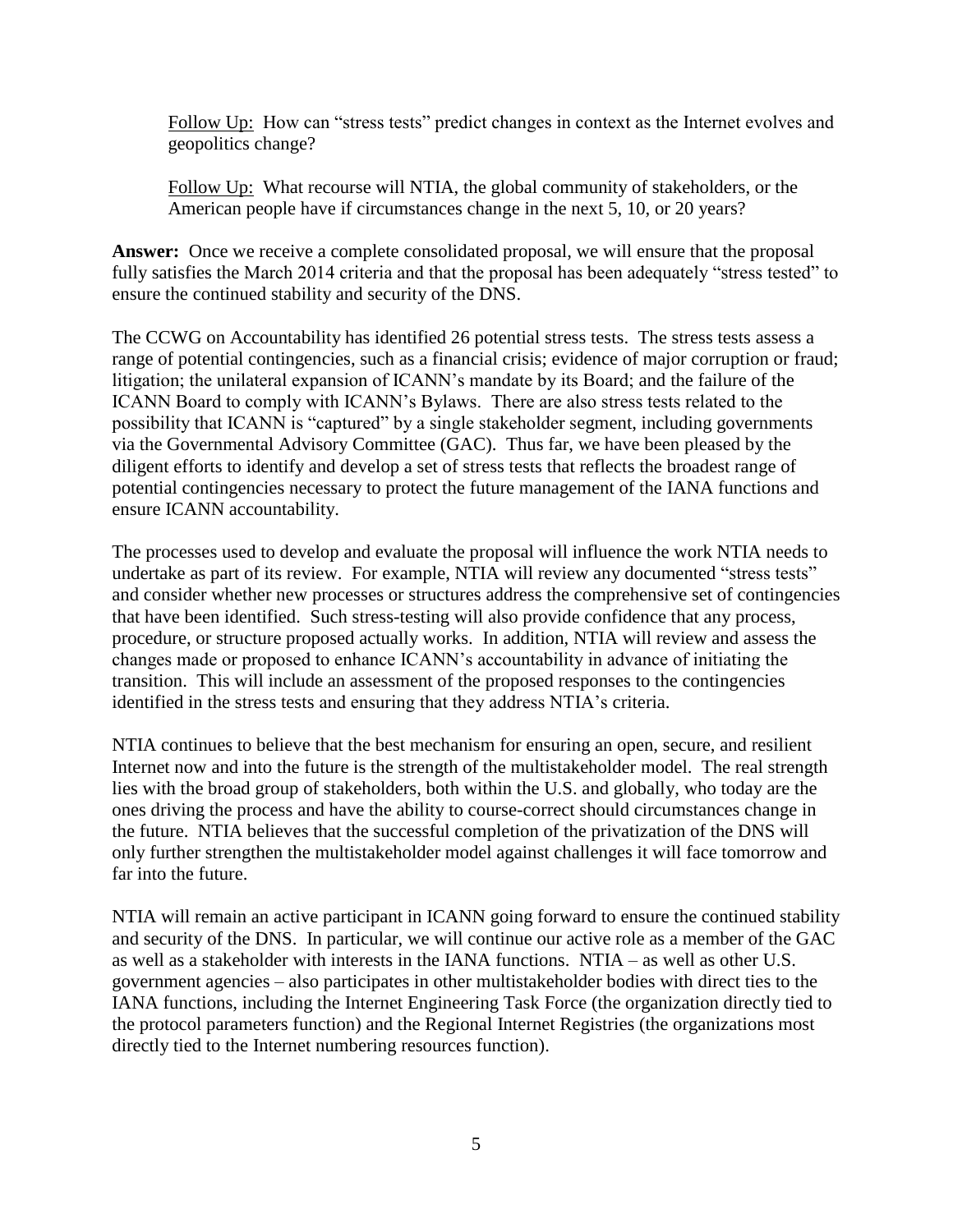Follow Up: How can “stress tests” predict changes in context as the Internet evolves and geopolitics change?

Follow Up: What recourse will NTIA, the global community of stakeholders, or the American people have if circumstances change in the next 5, 10, or 20 years?

**Answer:** Once we receive a complete consolidated proposal, we will ensure that the proposal fully satisfies the March 2014 criteria and that the proposal has been adequately “stress tested” to ensure the continued stability and security of the DNS.

The CCWG on Accountability has identified 26 potential stress tests. The stress tests assess a range of potential contingencies, such as a financial crisis; evidence of major corruption or fraud; litigation; the unilateral expansion of ICANN’s mandate by its Board; and the failure of the ICANN Board to comply with ICANN’s Bylaws. There are also stress tests related to the possibility that ICANN is “captured” by a single stakeholder segment, including governments via the Governmental Advisory Committee (GAC). Thus far, we have been pleased by the diligent efforts to identify and develop a set of stress tests that reflects the broadest range of potential contingencies necessary to protect the future management of the IANA functions and ensure ICANN accountability.

The processes used to develop and evaluate the proposal will influence the work NTIA needs to undertake as part of its review. For example, NTIA will review any documented “stress tests” and consider whether new processes or structures address the comprehensive set of contingencies that have been identified. Such stress-testing will also provide confidence that any process, procedure, or structure proposed actually works. In addition, NTIA will review and assess the changes made or proposed to enhance ICANN’s accountability in advance of initiating the transition. This will include an assessment of the proposed responses to the contingencies identified in the stress tests and ensuring that they address NTIA’s criteria.

NTIA continues to believe that the best mechanism for ensuring an open, secure, and resilient Internet now and into the future is the strength of the multistakeholder model. The real strength lies with the broad group of stakeholders, both within the U.S. and globally, who today are the ones driving the process and have the ability to course-correct should circumstances change in the future. NTIA believes that the successful completion of the privatization of the DNS will only further strengthen the multistakeholder model against challenges it will face tomorrow and far into the future.

NTIA will remain an active participant in ICANN going forward to ensure the continued stability and security of the DNS. In particular, we will continue our active role as a member of the GAC as well as a stakeholder with interests in the IANA functions. NTIA – as well as other U.S. government agencies – also participates in other multistakeholder bodies with direct ties to the IANA functions, including the Internet Engineering Task Force (the organization directly tied to the protocol parameters function) and the Regional Internet Registries (the organizations most directly tied to the Internet numbering resources function).